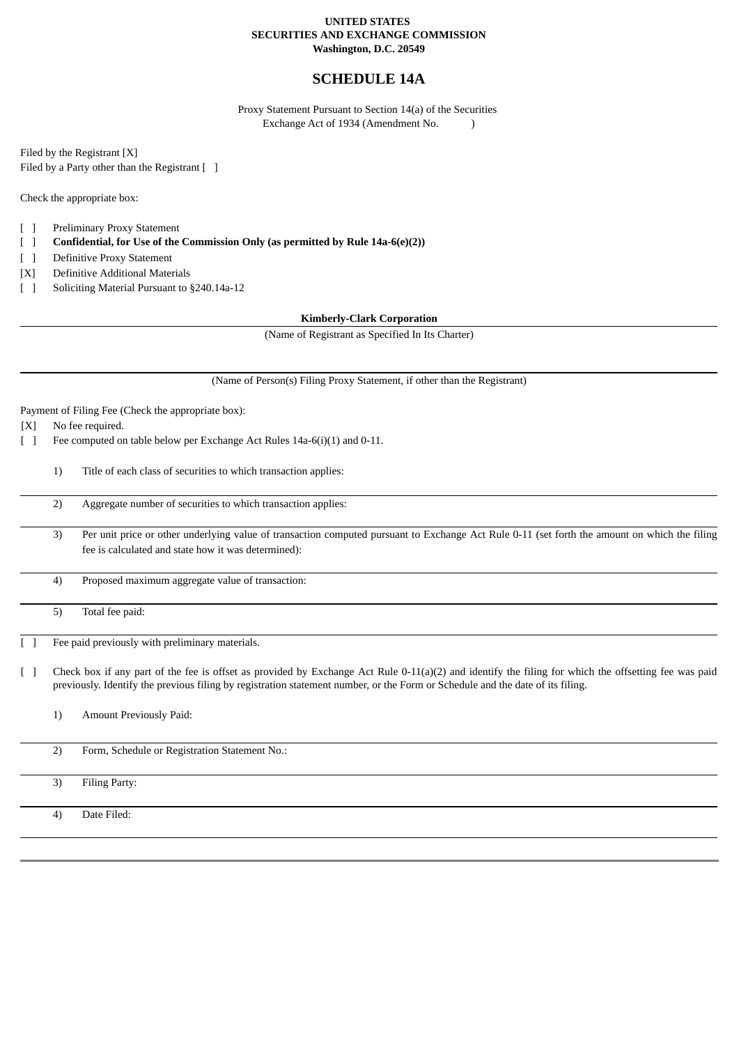**UNITED STATES**
**SECURITIES AND EXCHANGE COMMISSION**
**Washington, D.C. 20549**

# SCHEDULE 14A

Proxy Statement Pursuant to Section 14(a) of the Securities Exchange Act of 1934 (Amendment No. )

Filed by the Registrant [X]
Filed by a Party other than the Registrant [ ]

Check the appropriate box:

[ ] Preliminary Proxy Statement
[ ] **Confidential, for Use of the Commission Only (as permitted by Rule 14a-6(e)(2))**
[ ] Definitive Proxy Statement
[X] Definitive Additional Materials
[ ] Soliciting Material Pursuant to §240.14a-12

**Kimberly-Clark Corporation**
(Name of Registrant as Specified In Its Charter)

(Name of Person(s) Filing Proxy Statement, if other than the Registrant)

Payment of Filing Fee (Check the appropriate box):

[X] No fee required.
[ ] Fee computed on table below per Exchange Act Rules 14a-6(i)(1) and 0-11.

1) Title of each class of securities to which transaction applies:

2) Aggregate number of securities to which transaction applies:

3) Per unit price or other underlying value of transaction computed pursuant to Exchange Act Rule 0-11 (set forth the amount on which the filing fee is calculated and state how it was determined):

4) Proposed maximum aggregate value of transaction:

5) Total fee paid:

[ ] Fee paid previously with preliminary materials.

[ ] Check box if any part of the fee is offset as provided by Exchange Act Rule 0-11(a)(2) and identify the filing for which the offsetting fee was paid previously. Identify the previous filing by registration statement number, or the Form or Schedule and the date of its filing.

1) Amount Previously Paid:

2) Form, Schedule or Registration Statement No.:

3) Filing Party:

4) Date Filed: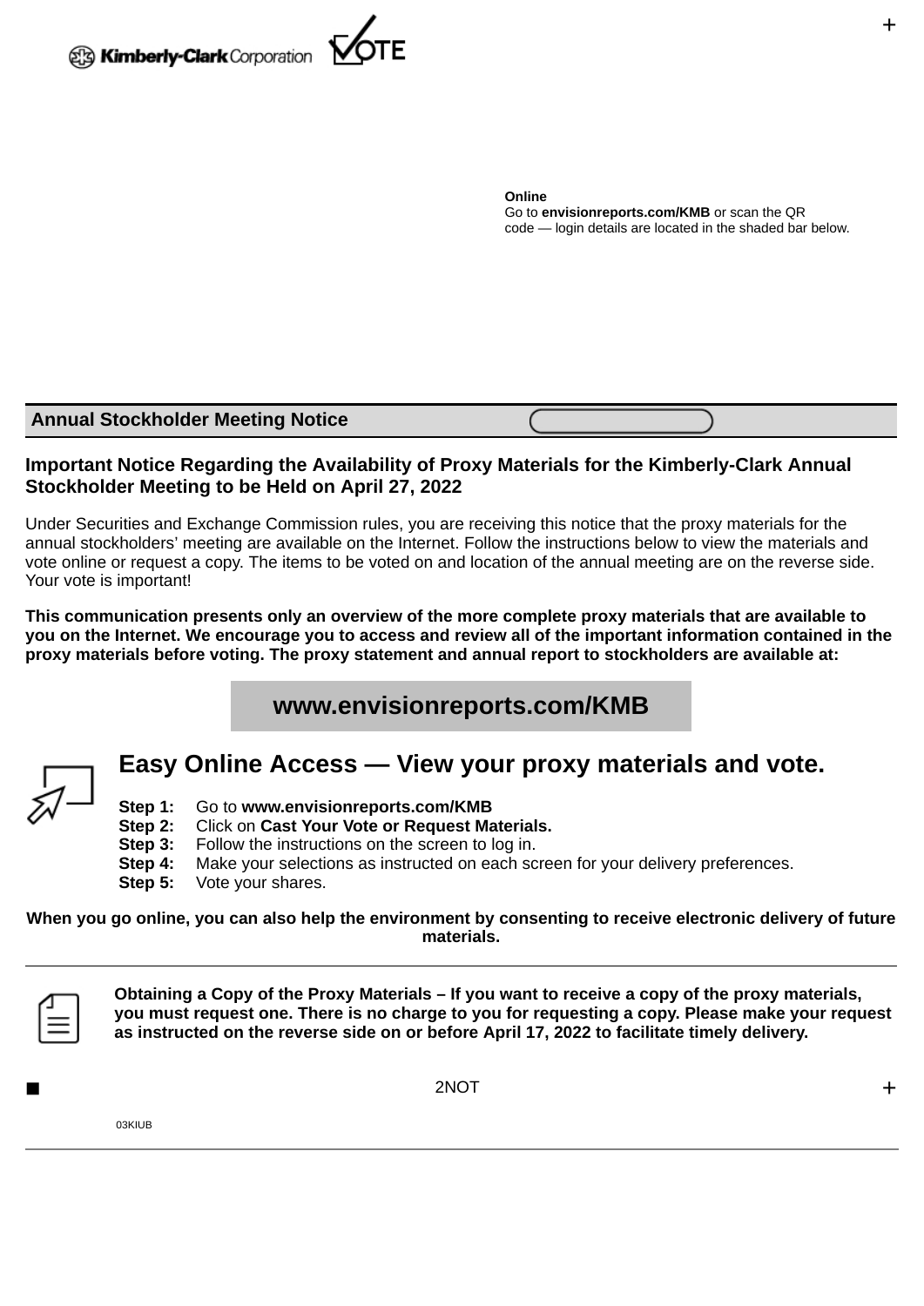Kimberly-Clark Corporation VOTE

**Online**
Go to **envisionreports.com/KMB** or scan the QR code — login details are located in the shaded bar below.

## Annual Stockholder Meeting Notice

### Important Notice Regarding the Availability of Proxy Materials for the Kimberly-Clark Annual Stockholder Meeting to be Held on April 27, 2022

Under Securities and Exchange Commission rules, you are receiving this notice that the proxy materials for the annual stockholders' meeting are available on the Internet. Follow the instructions below to view the materials and vote online or request a copy. The items to be voted on and location of the annual meeting are on the reverse side. Your vote is important!

**This communication presents only an overview of the more complete proxy materials that are available to you on the Internet. We encourage you to access and review all of the important information contained in the proxy materials before voting. The proxy statement and annual report to stockholders are available at:**

**www.envisionreports.com/KMB**

## Easy Online Access — View your proxy materials and vote.

**Step 1:** Go to **www.envisionreports.com/KMB**
**Step 2:** Click on **Cast Your Vote or Request Materials.**
**Step 3:** Follow the instructions on the screen to log in.
**Step 4:** Make your selections as instructed on each screen for your delivery preferences.
**Step 5:** Vote your shares.

**When you go online, you can also help the environment by consenting to receive electronic delivery of future materials.**

**Obtaining a Copy of the Proxy Materials – If you want to receive a copy of the proxy materials, you must request one. There is no charge to you for requesting a copy. Please make your request as instructed on the reverse side on or before April 17, 2022 to facilitate timely delivery.**

2NOT

03KIUB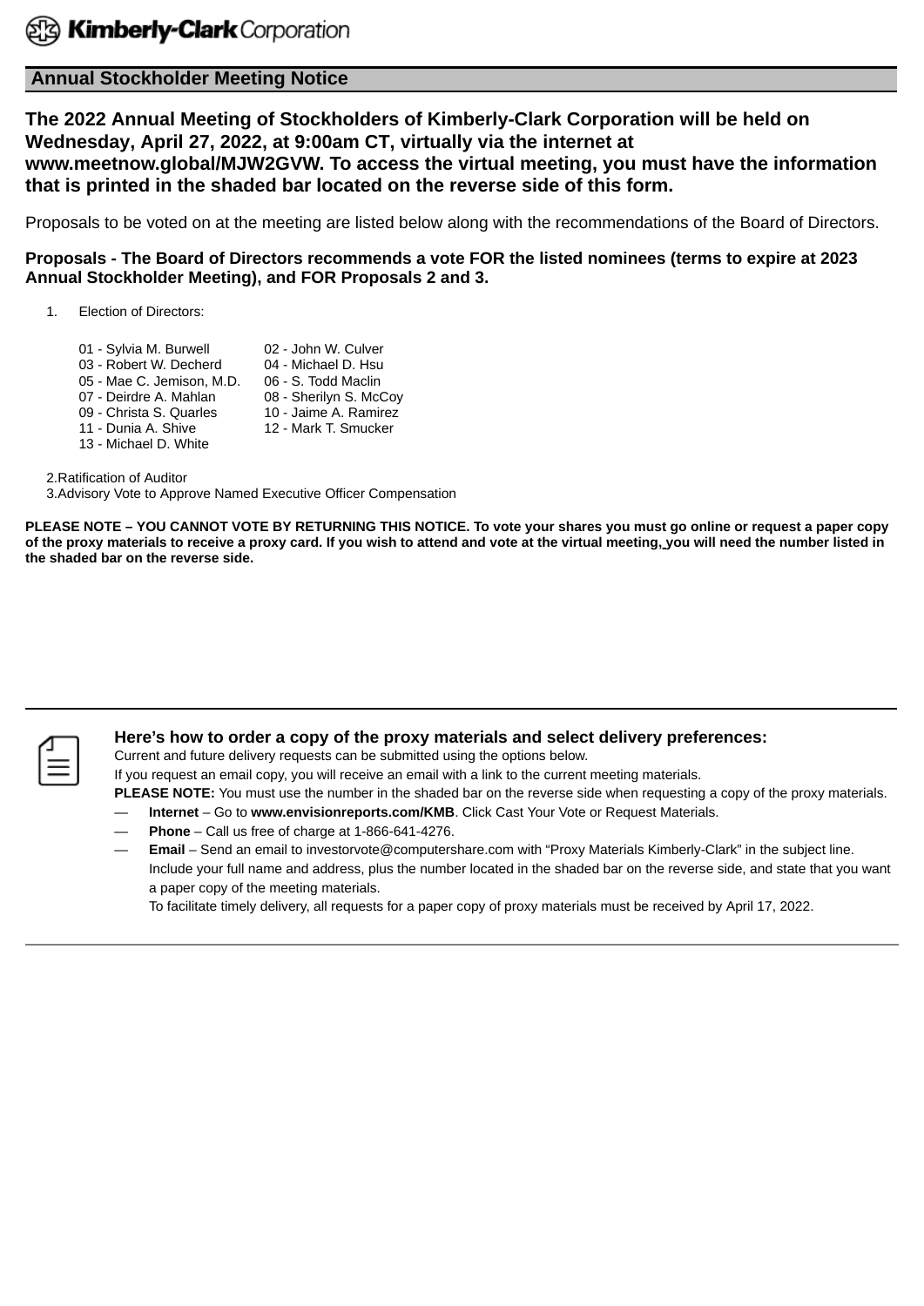Kimberly-Clark Corporation

## Annual Stockholder Meeting Notice

**The 2022 Annual Meeting of Stockholders of Kimberly-Clark Corporation will be held on Wednesday, April 27, 2022, at 9:00am CT, virtually via the internet at www.meetnow.global/MJW2GVW. To access the virtual meeting, you must have the information that is printed in the shaded bar located on the reverse side of this form.**

Proposals to be voted on at the meeting are listed below along with the recommendations of the Board of Directors.

**Proposals - The Board of Directors recommends a vote FOR the listed nominees (terms to expire at 2023 Annual Stockholder Meeting), and FOR Proposals 2 and 3.**

1. Election of Directors:

01 - Sylvia M. Burwell
02 - John W. Culver
03 - Robert W. Decherd
04 - Michael D. Hsu
05 - Mae C. Jemison, M.D.
06 - S. Todd Maclin
07 - Deirdre A. Mahlan
08 - Sherilyn S. McCoy
09 - Christa S. Quarles
10 - Jaime A. Ramirez
11 - Dunia A. Shive
12 - Mark T. Smucker
13 - Michael D. White

2. Ratification of Auditor
3. Advisory Vote to Approve Named Executive Officer Compensation

**PLEASE NOTE – YOU CANNOT VOTE BY RETURNING THIS NOTICE. To vote your shares you must go online or request a paper copy of the proxy materials to receive a proxy card. If you wish to attend and vote at the virtual meeting, you will need the number listed in the shaded bar on the reverse side.**

---

### Here's how to order a copy of the proxy materials and select delivery preferences:

Current and future delivery requests can be submitted using the options below.

If you request an email copy, you will receive an email with a link to the current meeting materials.

**PLEASE NOTE:** You must use the number in the shaded bar on the reverse side when requesting a copy of the proxy materials.

- **Internet** – Go to **www.envisionreports.com/KMB**. Click Cast Your Vote or Request Materials.
- **Phone** – Call us free of charge at 1-866-641-4276.
- **Email** – Send an email to investorvote@computershare.com with "Proxy Materials Kimberly-Clark" in the subject line. Include your full name and address, plus the number located in the shaded bar on the reverse side, and state that you want a paper copy of the meeting materials.

  To facilitate timely delivery, all requests for a paper copy of proxy materials must be received by April 17, 2022.